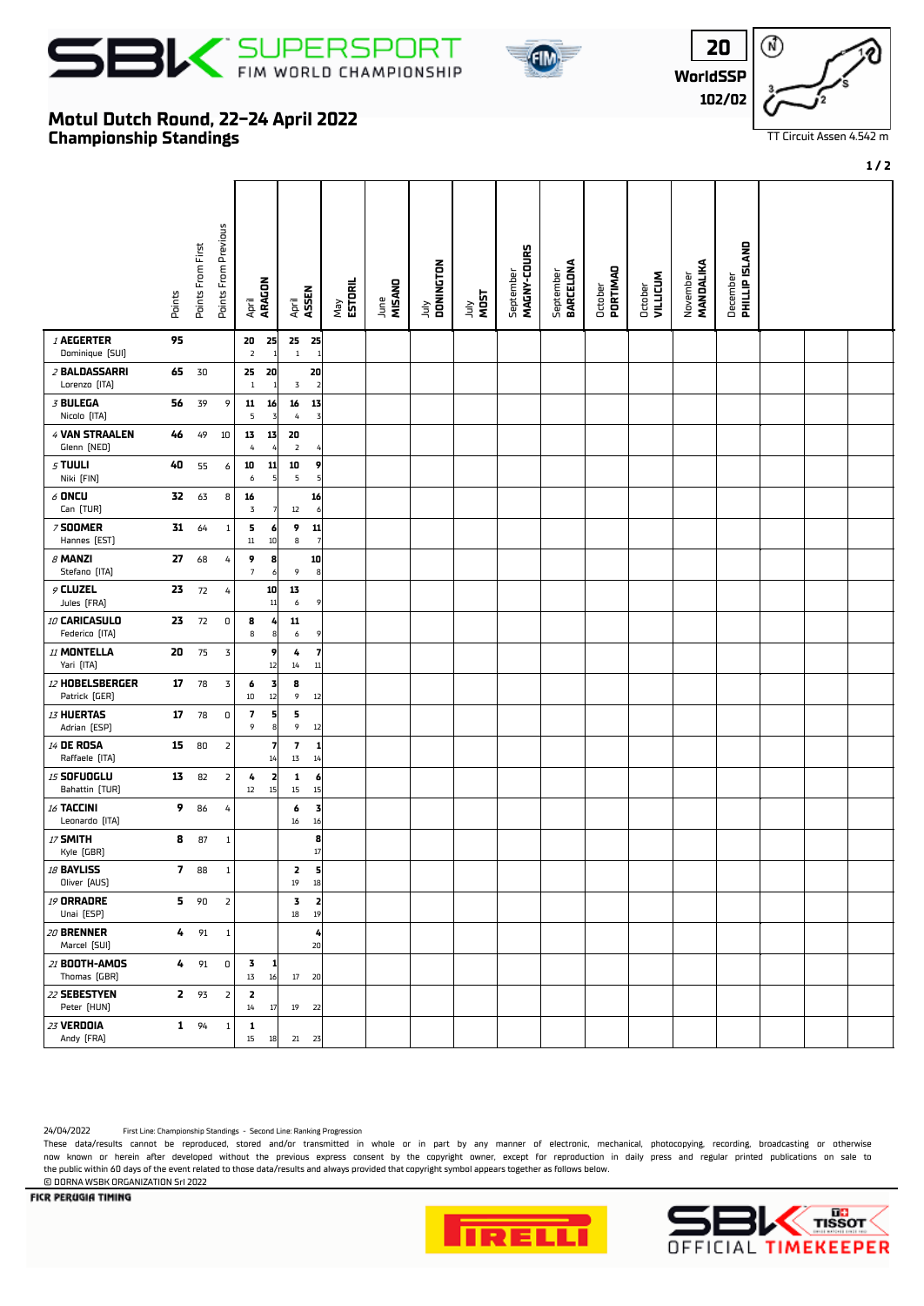# SBK SUPERSPORT FIM WORLD CHAMPIONSHIP

**20**
**WorldSSP**
**102/02**

TT Circuit Assen 4.542 m

## Motul Dutch Round, 22-24 April 2022
## Championship Standings

| Rider | Points | Points From First | Points From Previous | April ARAGON R1 | April ARAGON R2 | April ASSEN R1 | April ASSEN R2 | May ESTORIL | June MISANO | July DONINGTON | July MOST | September MAGNY-COURS | September BARCELONA | October PORTIMAO | October VILLICUM | November MANDALIKA | December PHILLIP ISLAND |
|---|---|---|---|---|---|---|---|---|---|---|---|---|---|---|---|---|---|
| 1 AEGERTER Dominique [SUI] | 95 | | | 20 / 2 | 25 / 1 | 25 / 1 | 25 / 1 | | | | | | | | | | |
| 2 BALDASSARRI Lorenzo [ITA] | 65 | 30 | | 25 / 1 | 20 / 1 | 3 | 20 / 2 | | | | | | | | | | |
| 3 BULEGA Nicolo [ITA] | 56 | 39 | 9 | 11 / 5 | 16 / 3 | 16 / 4 | 13 / 3 | | | | | | | | | | |
| 4 VAN STRAALEN Glenn [NED] | 46 | 49 | 10 | 13 / 4 | 13 / 4 | 20 / 2 | 4 | | | | | | | | | | |
| 5 TUULI Niki [FIN] | 40 | 55 | 6 | 10 / 6 | 11 / 5 | 10 / 5 | 9 / 5 | | | | | | | | | | |
| 6 ONCU Can [TUR] | 32 | 63 | 8 | 16 / 3 | 7 | 12 | 16 / 6 | | | | | | | | | | |
| 7 SOOMER Hannes [EST] | 31 | 64 | 1 | 5 / 11 | 6 / 10 | 9 / 8 | 11 / 7 | | | | | | | | | | |
| 8 MANZI Stefano [ITA] | 27 | 68 | 4 | 9 / 7 | 8 / 6 | 9 | 10 / 8 | | | | | | | | | | |
| 9 CLUZEL Jules [FRA] | 23 | 72 | 4 | | 10 / 11 | 13 / 6 | 9 | | | | | | | | | | |
| 10 CARICASULO Federico [ITA] | 23 | 72 | 0 | 8 / 8 | 4 / 8 | 11 / 6 | 9 | | | | | | | | | | |
| 11 MONTELLA Yari [ITA] | 20 | 75 | 3 | | 9 / 12 | 4 / 14 | 7 / 11 | | | | | | | | | | |
| 12 HOBELSBERGER Patrick [GER] | 17 | 78 | 3 | 6 / 10 | 3 / 12 | 8 / 9 | 12 | | | | | | | | | | |
| 13 HUERTAS Adrian [ESP] | 17 | 78 | 0 | 7 / 9 | 5 / 8 | 5 / 9 | 12 | | | | | | | | | | |
| 14 DE ROSA Raffaele [ITA] | 15 | 80 | 2 | | 7 / 14 | 7 / 13 | 1 / 14 | | | | | | | | | | |
| 15 SOFUOGLU Bahattin [TUR] | 13 | 82 | 2 | 4 / 12 | 2 / 15 | 1 / 15 | 6 / 15 | | | | | | | | | | |
| 16 TACCINI Leonardo [ITA] | 9 | 86 | 4 | | | 6 / 16 | 3 / 16 | | | | | | | | | | |
| 17 SMITH Kyle [GBR] | 8 | 87 | 1 | | | | 8 / 17 | | | | | | | | | | |
| 18 BAYLISS Oliver [AUS] | 7 | 88 | 1 | | | 2 / 19 | 5 / 18 | | | | | | | | | | |
| 19 ORRADRE Unai [ESP] | 5 | 90 | 2 | | | 3 / 18 | 2 / 19 | | | | | | | | | | |
| 20 BRENNER Marcel [SUI] | 4 | 91 | 1 | | | | 4 / 20 | | | | | | | | | | |
| 21 BOOTH-AMOS Thomas [GBR] | 4 | 91 | 0 | 3 / 13 | 1 / 16 | 17 | 20 | | | | | | | | | | |
| 22 SEBESTYEN Peter [HUN] | 2 | 93 | 2 | 2 / 14 | 17 | 19 | 22 | | | | | | | | | | |
| 23 VERDOIA Andy [FRA] | 1 | 94 | 1 | 1 / 15 | 18 | 21 | 23 | | | | | | | | | | |

24/04/2022 First Line: Championship Standings - Second Line: Ranking Progression

These data/results cannot be reproduced, stored and/or transmitted in whole or in part by any manner of electronic, mechanical, photocopying, recording, broadcasting or otherwise now known or herein after developed without the previous express consent by the copyright owner, except for reproduction in daily press and regular printed publications on sale to the public within 60 days of the event related to those data/results and always provided that copyright symbol appears together as follows below.

© DORNA WSBK ORGANIZATION Srl 2022

FICR PERUGIA TIMING

PIRELLI

SBK TISSOT OFFICIAL TIMEKEEPER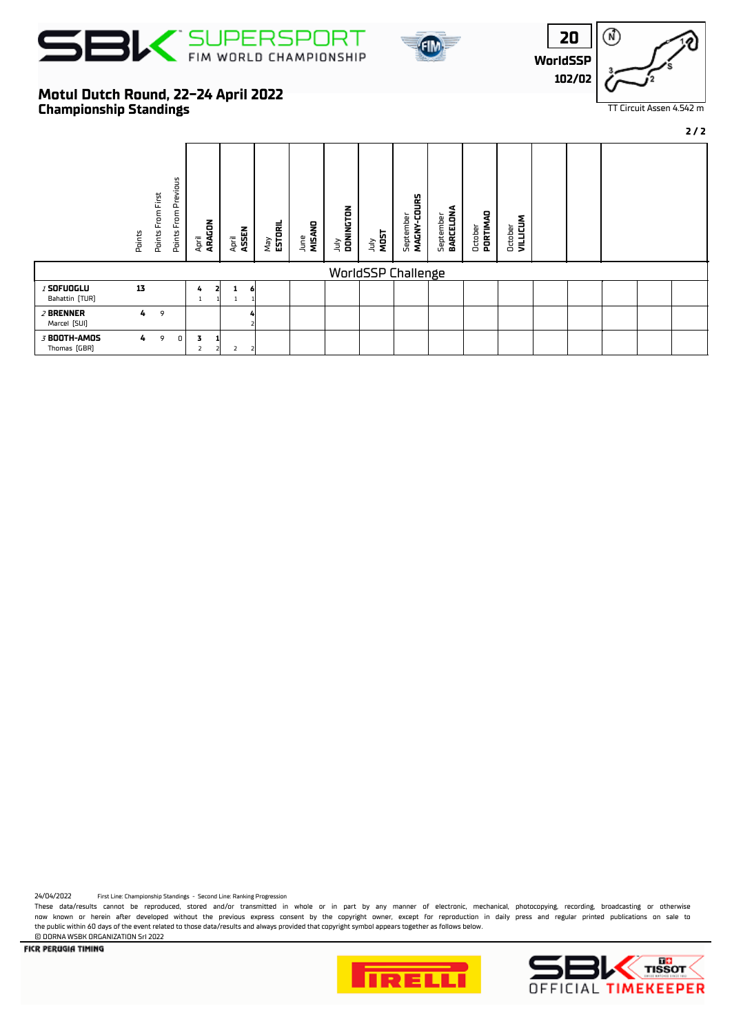SBK SUPERSPORT FIM WORLD CHAMPIONSHIP

20
WorldSSP
102/02

TT Circuit Assen 4.542 m

## Motul Dutch Round, 22-24 April 2022
## Championship Standings

| | Points | Points From First | Points From Previous | April ARAGON | | April ASSEN | | May ESTORIL | June MISANO | July DONINGTON | July MOST | September MAGNY-COURS | September BARCELONA | October PORTIMAO | October VILLICUM | | | | | |
|---|---|---|---|---|---|---|---|---|---|---|---|---|---|---|---|---|---|---|---|---|
| **WorldSSP Challenge** | | | | | | | | | | | | | | | | | | | | |
| 1 **SOFUOGLU** Bahattin [TUR] | 13 | | | 4 / 1 | 2 / 1 | 1 / 1 | 6 / 1 | | | | | | | | | | | | | |
| 2 **BRENNER** Marcel [SUI] | 4 | 9 | | | | | 4 / 2 | | | | | | | | | | | | | |
| 3 **BOOTH-AMOS** Thomas [GBR] | 4 | 9 | 0 | 3 / 2 | 1 / 2 | 2 | 2 | | | | | | | | | | | | | |

24/04/2022 First Line: Championship Standings - Second Line: Ranking Progression

These data/results cannot be reproduced, stored and/or transmitted in whole or in part by any manner of electronic, mechanical, photocopying, recording, broadcasting or otherwise now known or herein after developed without the previous express consent by the copyright owner, except for reproduction in daily press and regular printed publications on sale to the public within 60 days of the event related to those data/results and always provided that copyright symbol appears together as follows below.

© DORNA WSBK ORGANIZATION Srl 2022

FICR PERUGIA TIMING

PIRELLI

SBK OFFICIAL TIMEKEEPER TISSOT